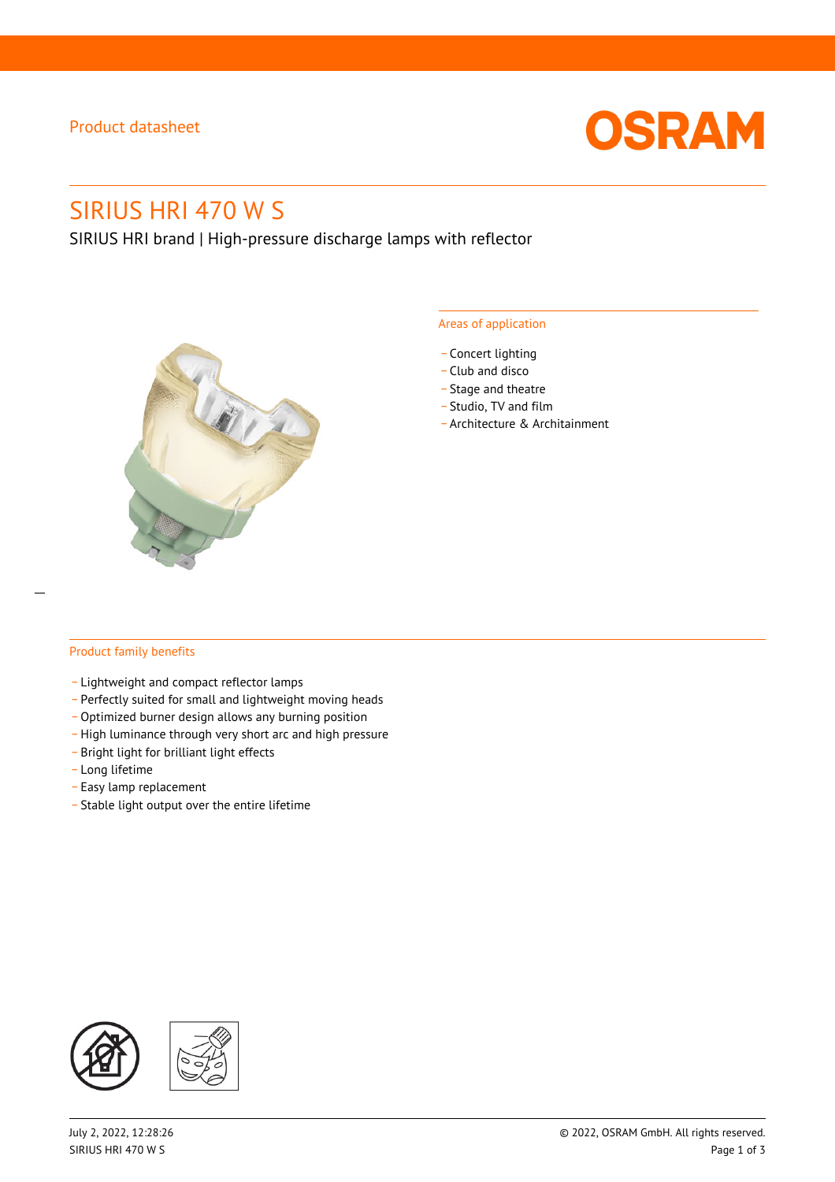Product datasheet

# SIRIUS HRI 470 W S

SIRIUS HRI brand | High-pressure discharge lamps with reflector

## Areas of application

- Concert lighting
- Club and disco
- Stage and theatre
- Studio, TV and film
- Architecture & Architainment

## Product family benefits

- Lightweight and compact reflector lamps
- Perfectly suited for small and lightweight moving heads
- Optimized burner design allows any burning position
- High luminance through very short arc and high pressure
- Bright light for brilliant light effects
- Long lifetime
- Easy lamp replacement
- Stable light output over the entire lifetime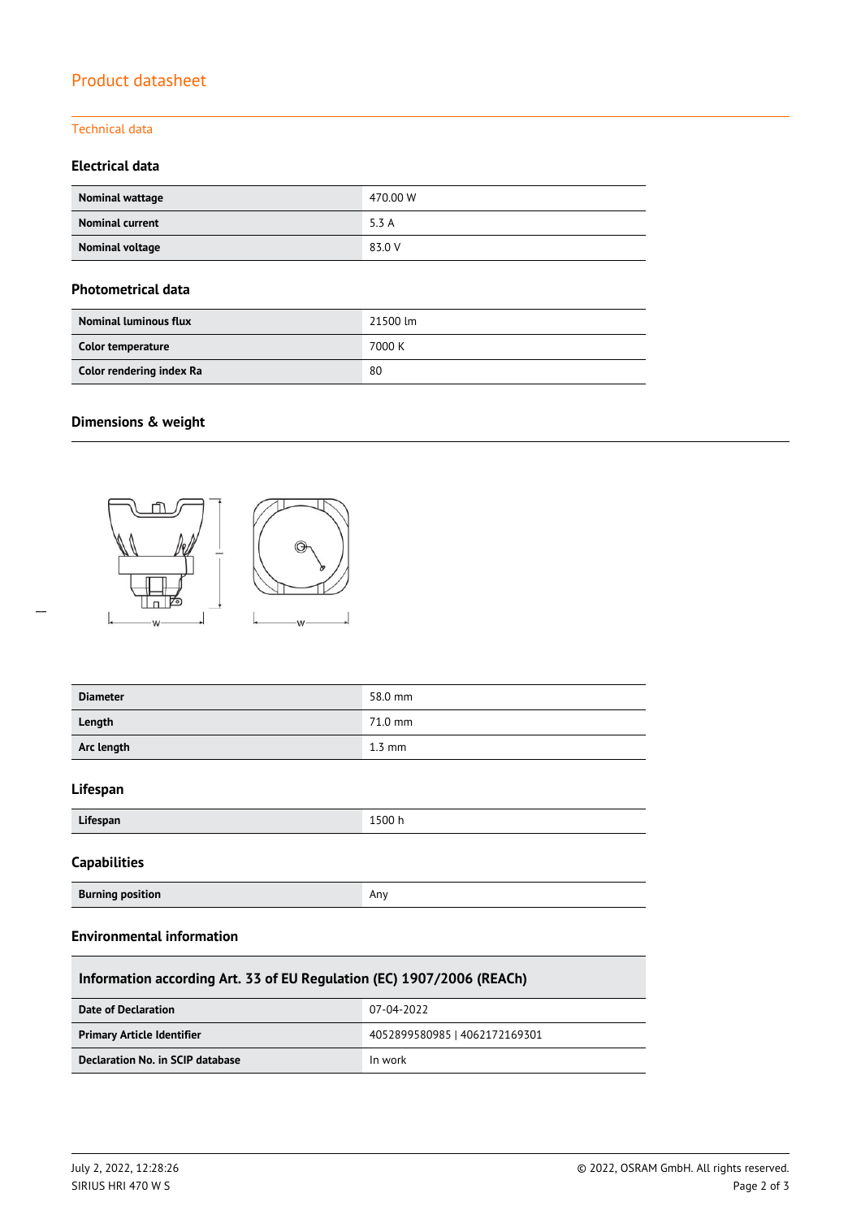# Product datasheet

## Technical data

### Electrical data

| | |
|---|---|
| **Nominal wattage** | 470.00 W |
| **Nominal current** | 5.3 A |
| **Nominal voltage** | 83.0 V |

### Photometrical data

| | |
|---|---|
| **Nominal luminous flux** | 21500 lm |
| **Color temperature** | 7000 K |
| **Color rendering index Ra** | 80 |

### Dimensions & weight

| | |
|---|---|
| **Diameter** | 58.0 mm |
| **Length** | 71.0 mm |
| **Arc length** | 1.3 mm |

### Lifespan

| | |
|---|---|
| **Lifespan** | 1500 h |

### Capabilities

| | |
|---|---|
| **Burning position** | Any |

### Environmental information

| Information according Art. 33 of EU Regulation (EC) 1907/2006 (REACh) | |
|---|---|
| **Date of Declaration** | 07-04-2022 |
| **Primary Article Identifier** | 4052899580985 \| 4062172169301 |
| **Declaration No. in SCIP database** | In work |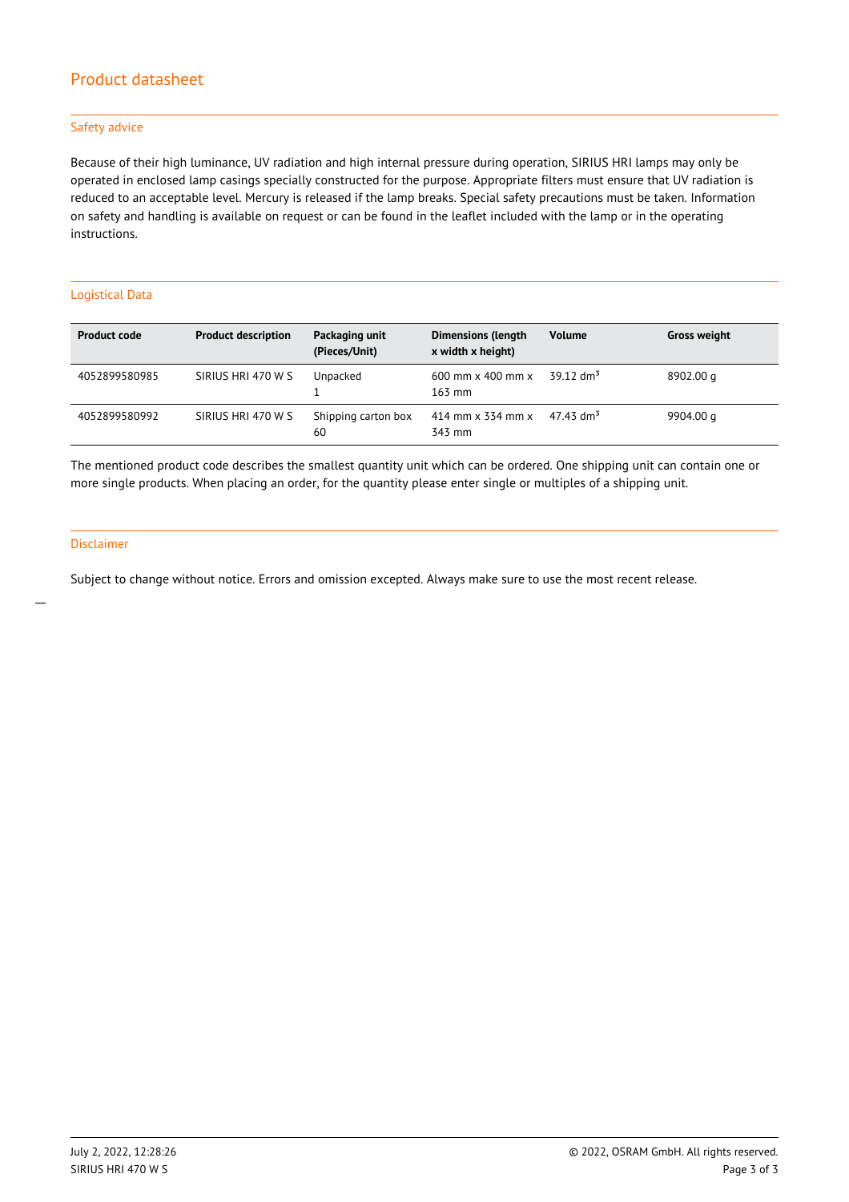# Product datasheet

## Safety advice

Because of their high luminance, UV radiation and high internal pressure during operation, SIRIUS HRI lamps may only be operated in enclosed lamp casings specially constructed for the purpose. Appropriate filters must ensure that UV radiation is reduced to an acceptable level. Mercury is released if the lamp breaks. Special safety precautions must be taken. Information on safety and handling is available on request or can be found in the leaflet included with the lamp or in the operating instructions.

## Logistical Data

| Product code | Product description | Packaging unit (Pieces/Unit) | Dimensions (length x width x height) | Volume | Gross weight |
|---|---|---|---|---|---|
| 4052899580985 | SIRIUS HRI 470 W S | Unpacked 1 | 600 mm x 400 mm x 163 mm | 39.12 $dm^3$ | 8902.00 g |
| 4052899580992 | SIRIUS HRI 470 W S | Shipping carton box 60 | 414 mm x 334 mm x 343 mm | 47.43 $dm^3$ | 9904.00 g |

The mentioned product code describes the smallest quantity unit which can be ordered. One shipping unit can contain one or more single products. When placing an order, for the quantity please enter single or multiples of a shipping unit.

## Disclaimer

Subject to change without notice. Errors and omission excepted. Always make sure to use the most recent release.